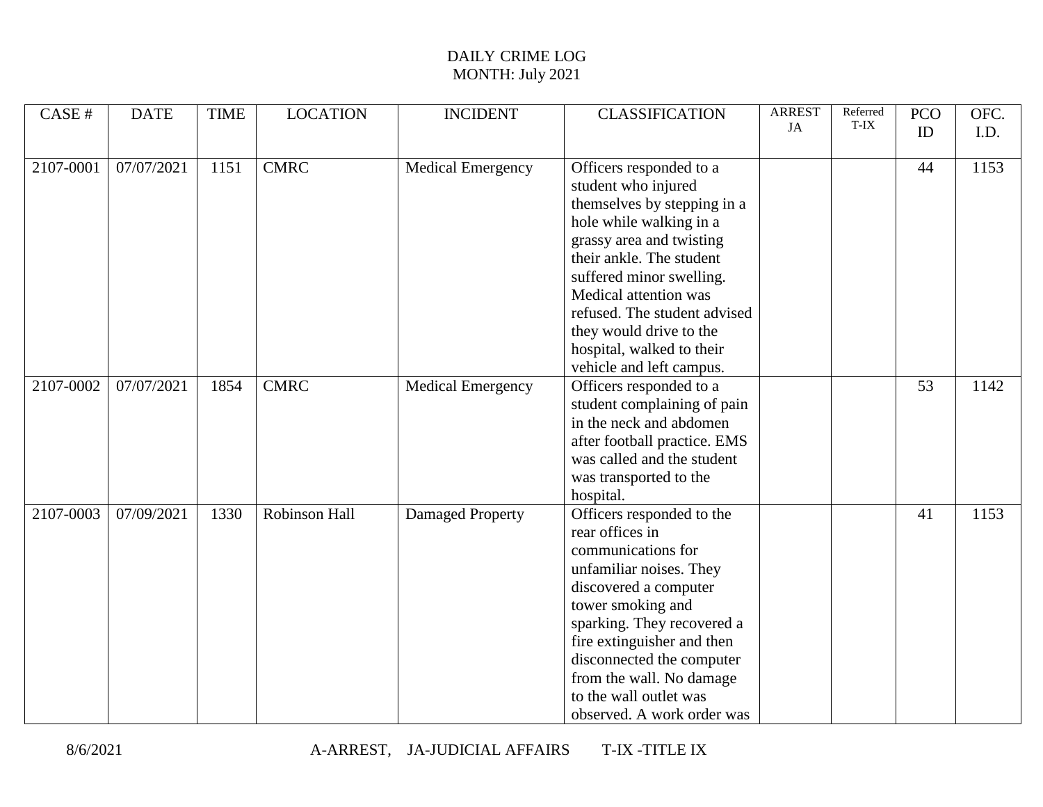DAILY CRIME LOG
MONTH: July 2021

| CASE # | DATE | TIME | LOCATION | INCIDENT | CLASSIFICATION | ARREST JA | Referred T-IX | PCO ID | OFC. I.D. |
|---|---|---|---|---|---|---|---|---|---|
| 2107-0001 | 07/07/2021 | 1151 | CMRC | Medical Emergency | Officers responded to a student who injured themselves by stepping in a hole while walking in a grassy area and twisting their ankle. The student suffered minor swelling. Medical attention was refused. The student advised they would drive to the hospital, walked to their vehicle and left campus. | | | 44 | 1153 |
| 2107-0002 | 07/07/2021 | 1854 | CMRC | Medical Emergency | Officers responded to a student complaining of pain in the neck and abdomen after football practice. EMS was called and the student was transported to the hospital. | | | 53 | 1142 |
| 2107-0003 | 07/09/2021 | 1330 | Robinson Hall | Damaged Property | Officers responded to the rear offices in communications for unfamiliar noises. They discovered a computer tower smoking and sparking. They recovered a fire extinguisher and then disconnected the computer from the wall. No damage to the wall outlet was observed. A work order was | | | 41 | 1153 |

8/6/2021 A-ARREST, JA-JUDICIAL AFFAIRS T-IX -TITLE IX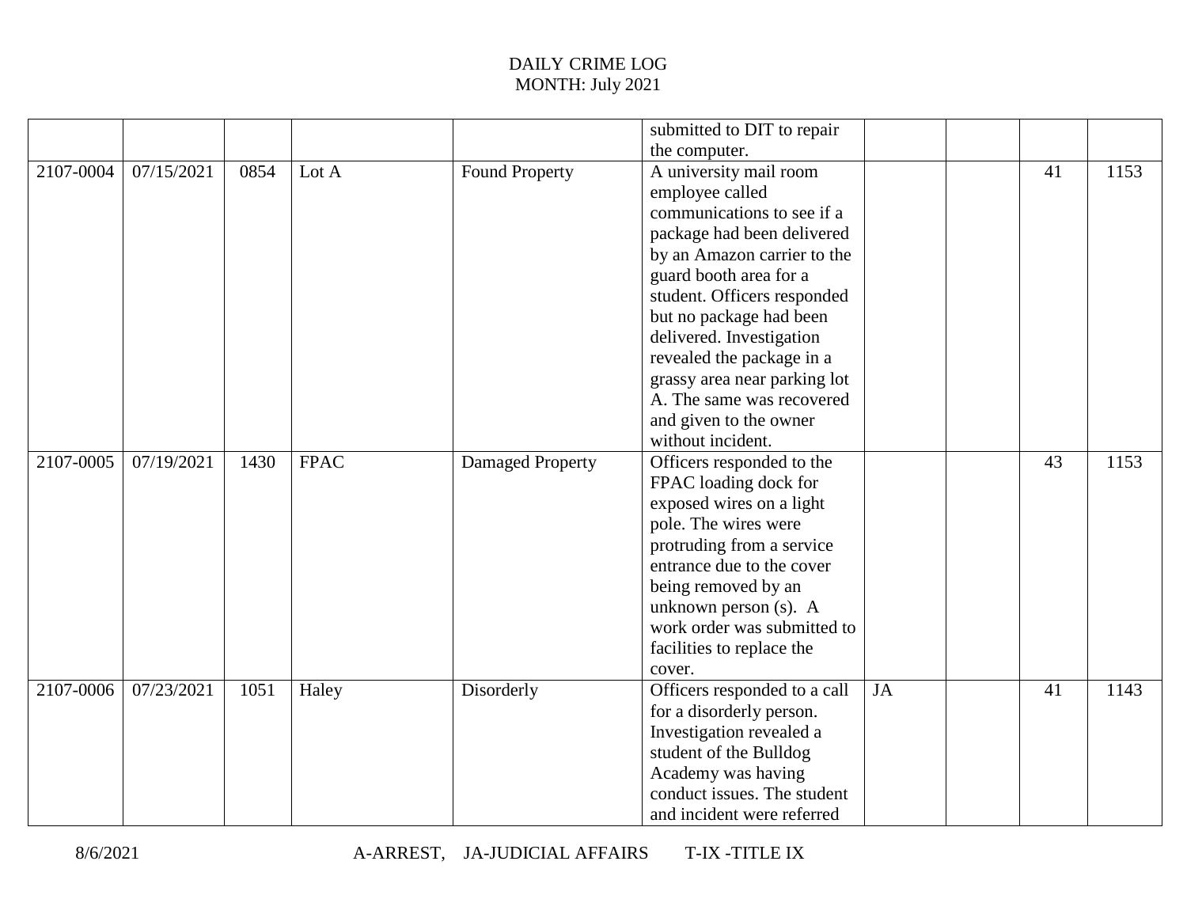DAILY CRIME LOG
MONTH: July 2021

| | | | | | | | | | |
|---|---|---|---|---|---|---|---|---|---|
| | | | | | submitted to DIT to repair the computer. | | | | |
| 2107-0004 | 07/15/2021 | 0854 | Lot A | Found Property | A university mail room employee called communications to see if a package had been delivered by an Amazon carrier to the guard booth area for a student. Officers responded but no package had been delivered. Investigation revealed the package in a grassy area near parking lot A. The same was recovered and given to the owner without incident. | | | 41 | 1153 |
| 2107-0005 | 07/19/2021 | 1430 | FPAC | Damaged Property | Officers responded to the FPAC loading dock for exposed wires on a light pole. The wires were protruding from a service entrance due to the cover being removed by an unknown person (s). A work order was submitted to facilities to replace the cover. | | | 43 | 1153 |
| 2107-0006 | 07/23/2021 | 1051 | Haley | Disorderly | Officers responded to a call for a disorderly person. Investigation revealed a student of the Bulldog Academy was having conduct issues. The student and incident were referred | JA | | 41 | 1143 |

8/6/2021 A-ARREST, JA-JUDICIAL AFFAIRS T-IX -TITLE IX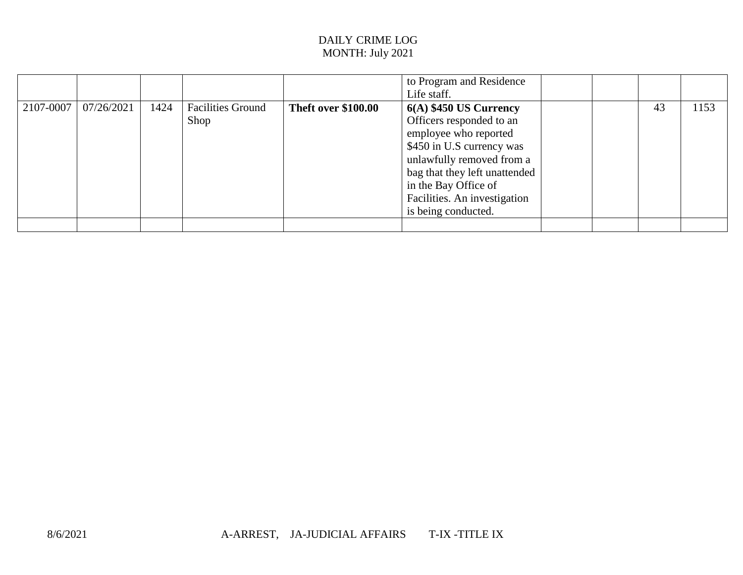DAILY CRIME LOG
MONTH: July 2021

| | | | | | | | | | |
|---|---|---|---|---|---|---|---|---|---|
| | | | | | to Program and Residence Life staff. | | | | |
| 2107-0007 | 07/26/2021 | 1424 | Facilities Ground Shop | **Theft over $100.00** | **6(A) $450 US Currency** Officers responded to an employee who reported $450 in U.S currency was unlawfully removed from a bag that they left unattended in the Bay Office of Facilities. An investigation is being conducted. | | | 43 | 1153 |
| | | | | | | | | | |

8/6/2021 A-ARREST, JA-JUDICIAL AFFAIRS T-IX -TITLE IX